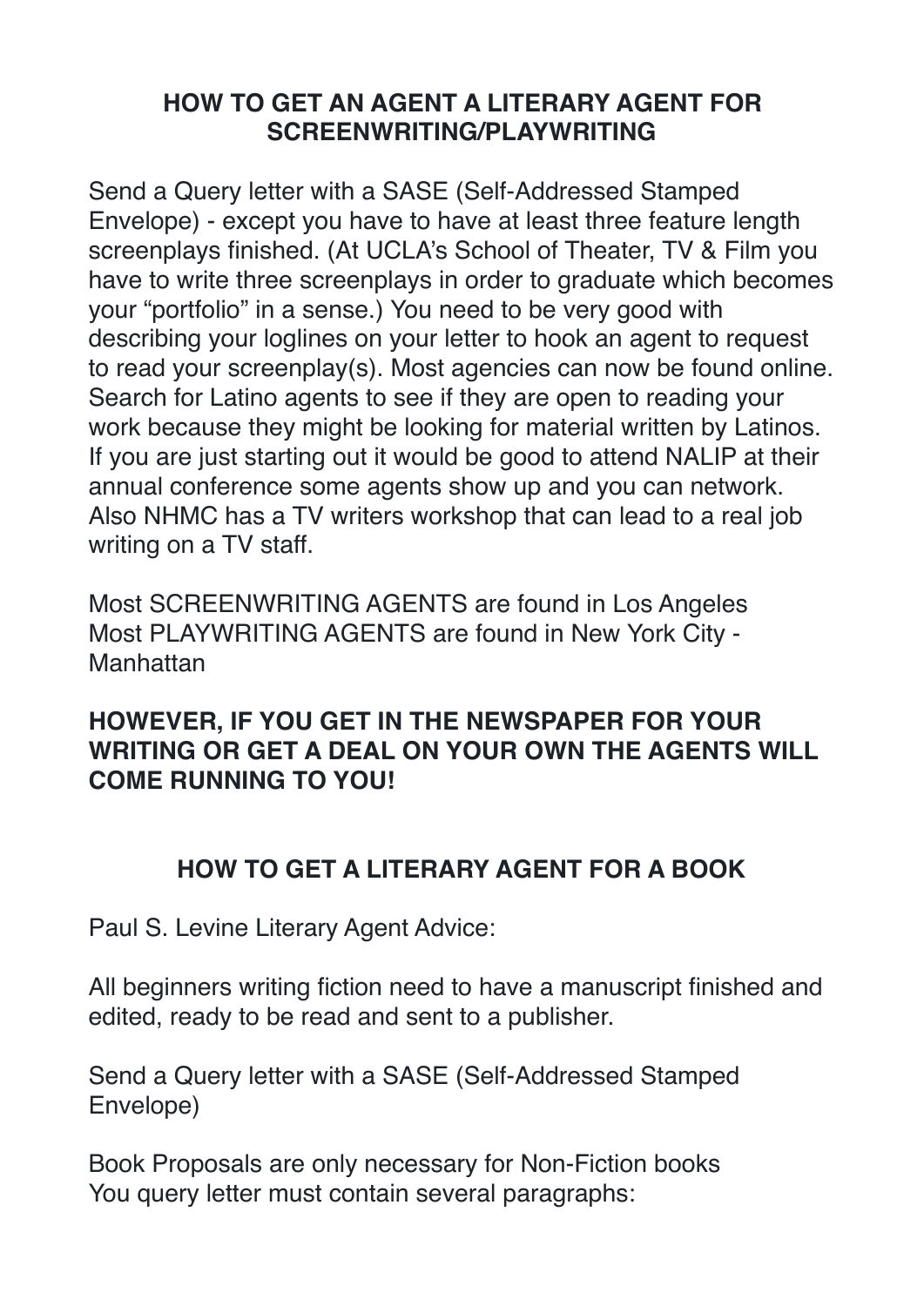## HOW TO GET AN AGENT A LITERARY AGENT FOR SCREENWRITING/PLAYWRITING

Send a Query letter with a SASE (Self-Addressed Stamped Envelope) - except you have to have at least three feature length screenplays finished. (At UCLA's School of Theater, TV & Film you have to write three screenplays in order to graduate which becomes your "portfolio" in a sense.) You need to be very good with describing your loglines on your letter to hook an agent to request to read your screenplay(s). Most agencies can now be found online. Search for Latino agents to see if they are open to reading your work because they might be looking for material written by Latinos. If you are just starting out it would be good to attend NALIP at their annual conference some agents show up and you can network. Also NHMC has a TV writers workshop that can lead to a real job writing on a TV staff.

Most SCREENWRITING AGENTS are found in Los Angeles
Most PLAYWRITING AGENTS are found in New York City - Manhattan

**HOWEVER, IF YOU GET IN THE NEWSPAPER FOR YOUR WRITING OR GET A DEAL ON YOUR OWN THE AGENTS WILL COME RUNNING TO YOU!**

## HOW TO GET A LITERARY AGENT FOR A BOOK

Paul S. Levine Literary Agent Advice:

All beginners writing fiction need to have a manuscript finished and edited, ready to be read and sent to a publisher.

Send a Query letter with a SASE (Self-Addressed Stamped Envelope)

Book Proposals are only necessary for Non-Fiction books
You query letter must contain several paragraphs: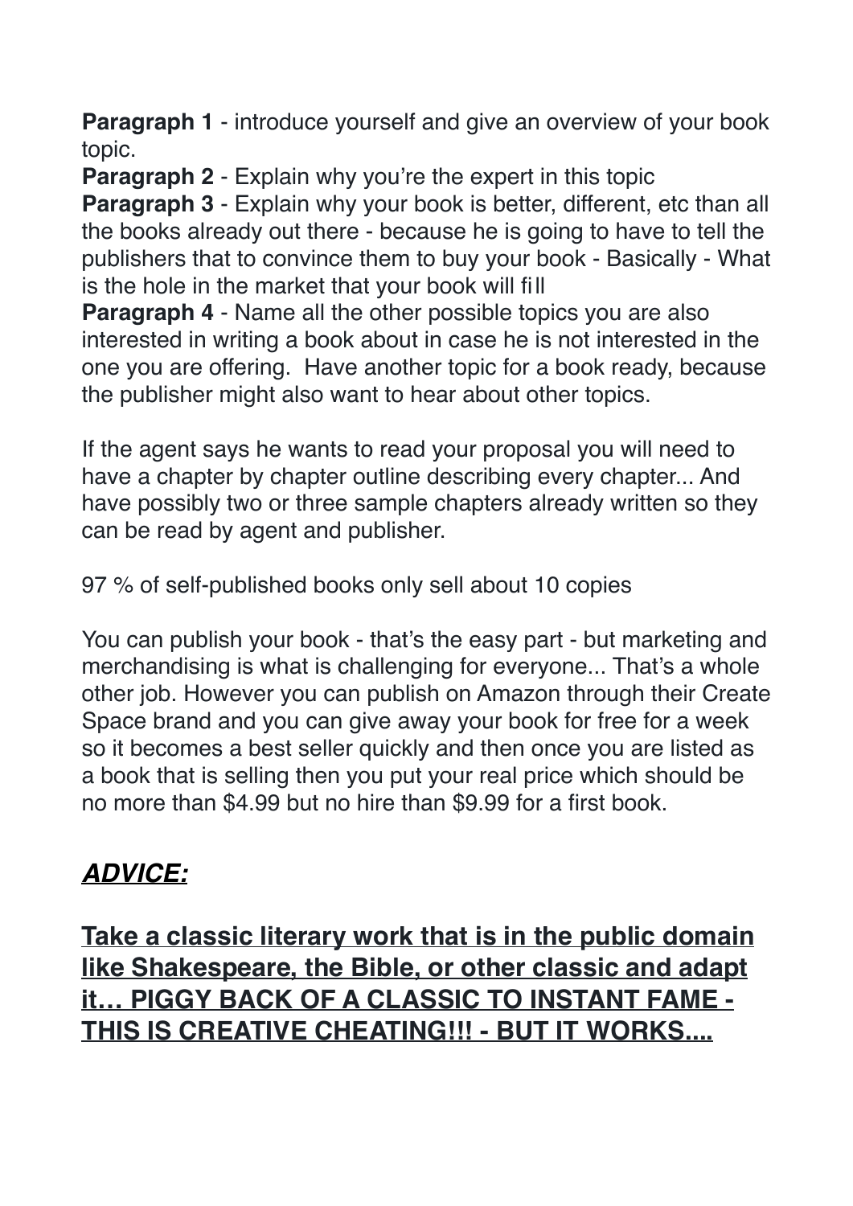**Paragraph 1** - introduce yourself and give an overview of your book topic.
**Paragraph 2** - Explain why you're the expert in this topic
**Paragraph 3** - Explain why your book is better, different, etc than all the books already out there - because he is going to have to tell the publishers that to convince them to buy your book - Basically - What is the hole in the market that your book will fill
**Paragraph 4** - Name all the other possible topics you are also interested in writing a book about in case he is not interested in the one you are offering. Have another topic for a book ready, because the publisher might also want to hear about other topics.

If the agent says he wants to read your proposal you will need to have a chapter by chapter outline describing every chapter... And have possibly two or three sample chapters already written so they can be read by agent and publisher.

97 % of self-published books only sell about 10 copies

You can publish your book - that's the easy part - but marketing and merchandising is what is challenging for everyone... That's a whole other job. However you can publish on Amazon through their Create Space brand and you can give away your book for free for a week so it becomes a best seller quickly and then once you are listed as a book that is selling then you put your real price which should be no more than $4.99 but no hire than $9.99 for a first book.

## ***<u>ADVICE:</u>***

## **<u>Take a classic literary work that is in the public domain like Shakespeare, the Bible, or other classic and adapt it… PIGGY BACK OF A CLASSIC TO INSTANT FAME - THIS IS CREATIVE CHEATING!!! - BUT IT WORKS....</u>**